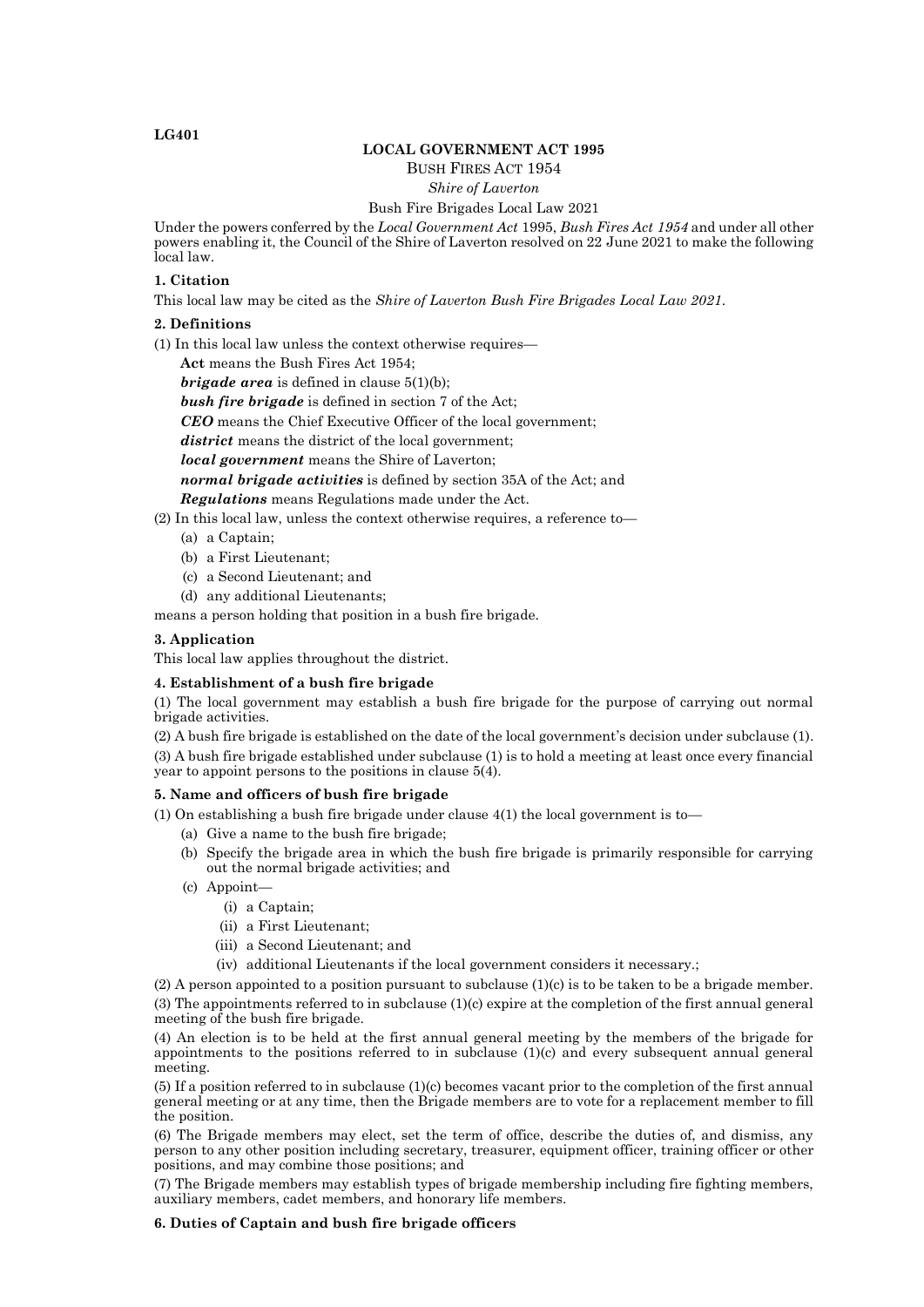LG401

**LOCAL GOVERNMENT ACT 1995**

BUSH FIRES ACT 1954

*Shire of Laverton*

Bush Fire Brigades Local Law 2021

Under the powers conferred by the *Local Government Act* 1995, *Bush Fires Act 1954* and under all other powers enabling it, the Council of the Shire of Laverton resolved on 22 June 2021 to make the following local law.

**1. Citation**

This local law may be cited as the *Shire of Laverton Bush Fire Brigades Local Law 2021*.

**2. Definitions**

(1) In this local law unless the context otherwise requires—

**Act** means the Bush Fires Act 1954;

***brigade area*** is defined in clause 5(1)(b);

***bush fire brigade*** is defined in section 7 of the Act;

***CEO*** means the Chief Executive Officer of the local government;

***district*** means the district of the local government;

***local government*** means the Shire of Laverton;

***normal brigade activities*** is defined by section 35A of the Act; and

***Regulations*** means Regulations made under the Act.

(2) In this local law, unless the context otherwise requires, a reference to—

- (a) a Captain;
- (b) a First Lieutenant;
- (c) a Second Lieutenant; and
- (d) any additional Lieutenants;

means a person holding that position in a bush fire brigade.

**3. Application**

This local law applies throughout the district.

**4. Establishment of a bush fire brigade**

(1) The local government may establish a bush fire brigade for the purpose of carrying out normal brigade activities.

(2) A bush fire brigade is established on the date of the local government's decision under subclause (1).

(3) A bush fire brigade established under subclause (1) is to hold a meeting at least once every financial year to appoint persons to the positions in clause 5(4).

**5. Name and officers of bush fire brigade**

(1) On establishing a bush fire brigade under clause 4(1) the local government is to—

- (a) Give a name to the bush fire brigade;
- (b) Specify the brigade area in which the bush fire brigade is primarily responsible for carrying out the normal brigade activities; and
- (c) Appoint—
    - (i) a Captain;
    - (ii) a First Lieutenant;
    - (iii) a Second Lieutenant; and
    - (iv) additional Lieutenants if the local government considers it necessary.;

(2) A person appointed to a position pursuant to subclause (1)(c) is to be taken to be a brigade member.

(3) The appointments referred to in subclause (1)(c) expire at the completion of the first annual general meeting of the bush fire brigade.

(4) An election is to be held at the first annual general meeting by the members of the brigade for appointments to the positions referred to in subclause (1)(c) and every subsequent annual general meeting.

(5) If a position referred to in subclause (1)(c) becomes vacant prior to the completion of the first annual general meeting or at any time, then the Brigade members are to vote for a replacement member to fill the position.

(6) The Brigade members may elect, set the term of office, describe the duties of, and dismiss, any person to any other position including secretary, treasurer, equipment officer, training officer or other positions, and may combine those positions; and

(7) The Brigade members may establish types of brigade membership including fire fighting members, auxiliary members, cadet members, and honorary life members.

**6. Duties of Captain and bush fire brigade officers**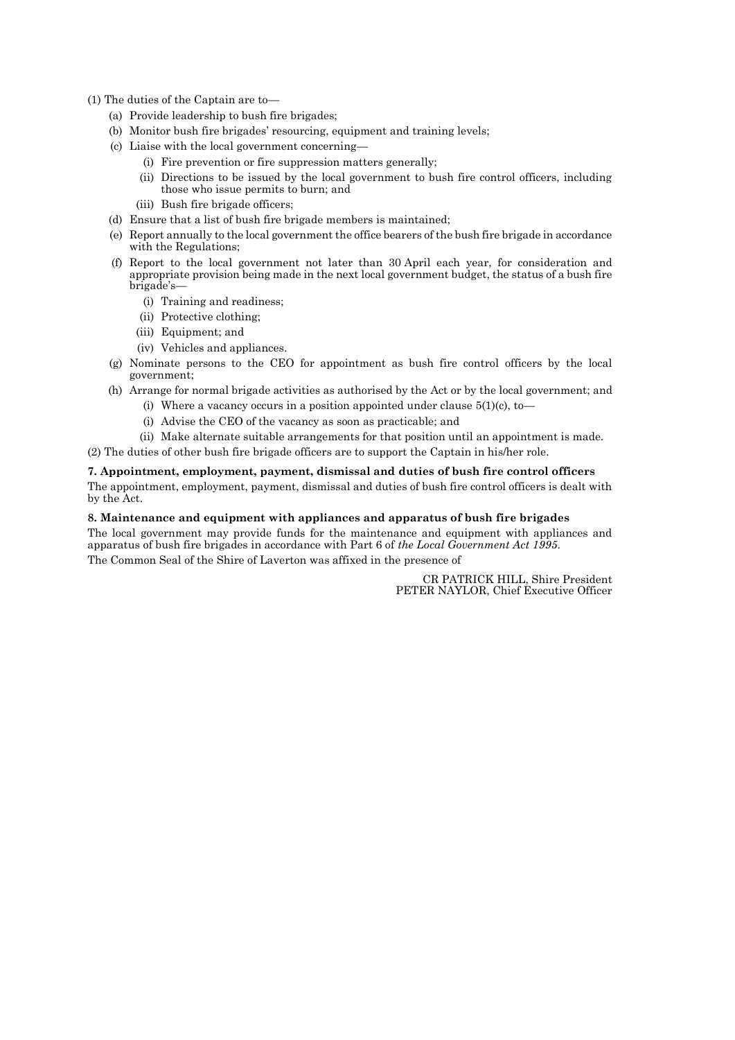(1) The duties of the Captain are to—

- (a) Provide leadership to bush fire brigades;
- (b) Monitor bush fire brigades' resourcing, equipment and training levels;
- (c) Liaise with the local government concerning—
  - (i) Fire prevention or fire suppression matters generally;
  - (ii) Directions to be issued by the local government to bush fire control officers, including those who issue permits to burn; and
  - (iii) Bush fire brigade officers;
- (d) Ensure that a list of bush fire brigade members is maintained;
- (e) Report annually to the local government the office bearers of the bush fire brigade in accordance with the Regulations;
- (f) Report to the local government not later than 30 April each year, for consideration and appropriate provision being made in the next local government budget, the status of a bush fire brigade's—
  - (i) Training and readiness;
  - (ii) Protective clothing;
  - (iii) Equipment; and
  - (iv) Vehicles and appliances.
- (g) Nominate persons to the CEO for appointment as bush fire control officers by the local government;
- (h) Arrange for normal brigade activities as authorised by the Act or by the local government; and
  - (i) Where a vacancy occurs in a position appointed under clause 5(1)(c), to—
  - (i) Advise the CEO of the vacancy as soon as practicable; and
  - (ii) Make alternate suitable arrangements for that position until an appointment is made.

(2) The duties of other bush fire brigade officers are to support the Captain in his/her role.

**7. Appointment, employment, payment, dismissal and duties of bush fire control officers**

The appointment, employment, payment, dismissal and duties of bush fire control officers is dealt with by the Act.

**8. Maintenance and equipment with appliances and apparatus of bush fire brigades**

The local government may provide funds for the maintenance and equipment with appliances and apparatus of bush fire brigades in accordance with Part 6 of *the Local Government Act 1995*.

The Common Seal of the Shire of Laverton was affixed in the presence of

CR PATRICK HILL, Shire President
PETER NAYLOR, Chief Executive Officer